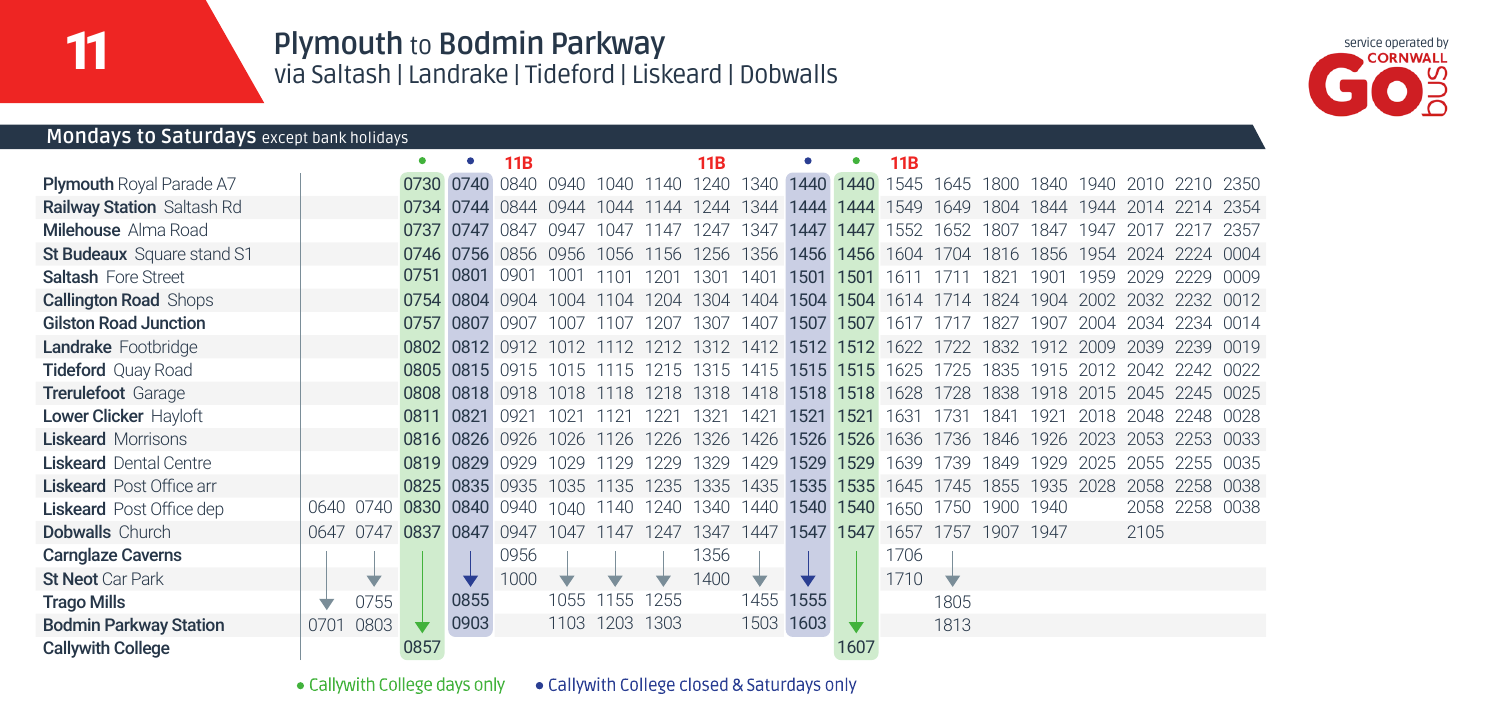# 11 Plymouth to Bodmin Parkway

## via Saltash | Landrake | Tideford | Liskeard | Dobwalls

service operated by CORNWALL GO bus

### Mondays to Saturdays except bank holidays

| | | | • | • | 11B | | | | 11B | | • | • | 11B | | | | | | | |
|---|---|---|---|---|---|---|---|---|---|---|---|---|---|---|---|---|---|---|---|---|
| **Plymouth** Royal Parade A7 | | | 0730 | 0740 | 0840 | 0940 | 1040 | 1140 | 1240 | 1340 | 1440 | 1440 | 1545 | 1645 | 1800 | 1840 | 1940 | 2010 | 2210 | 2350 |
| **Railway Station** Saltash Rd | | | 0734 | 0744 | 0844 | 0944 | 1044 | 1144 | 1244 | 1344 | 1444 | 1444 | 1549 | 1649 | 1804 | 1844 | 1944 | 2014 | 2214 | 2354 |
| **Milehouse** Alma Road | | | 0737 | 0747 | 0847 | 0947 | 1047 | 1147 | 1247 | 1347 | 1447 | 1447 | 1552 | 1652 | 1807 | 1847 | 1947 | 2017 | 2217 | 2357 |
| **St Budeaux** Square stand S1 | | | 0746 | 0756 | 0856 | 0956 | 1056 | 1156 | 1256 | 1356 | 1456 | 1456 | 1604 | 1704 | 1816 | 1856 | 1954 | 2024 | 2224 | 0004 |
| **Saltash** Fore Street | | | 0751 | 0801 | 0901 | 1001 | 1101 | 1201 | 1301 | 1401 | 1501 | 1501 | 1611 | 1711 | 1821 | 1901 | 1959 | 2029 | 2229 | 0009 |
| **Callington Road** Shops | | | 0754 | 0804 | 0904 | 1004 | 1104 | 1204 | 1304 | 1404 | 1504 | 1504 | 1614 | 1714 | 1824 | 1904 | 2002 | 2032 | 2232 | 0012 |
| **Gilston Road Junction** | | | 0757 | 0807 | 0907 | 1007 | 1107 | 1207 | 1307 | 1407 | 1507 | 1507 | 1617 | 1717 | 1827 | 1907 | 2004 | 2034 | 2234 | 0014 |
| **Landrake** Footbridge | | | 0802 | 0812 | 0912 | 1012 | 1112 | 1212 | 1312 | 1412 | 1512 | 1512 | 1622 | 1722 | 1832 | 1912 | 2009 | 2039 | 2239 | 0019 |
| **Tideford** Quay Road | | | 0805 | 0815 | 0915 | 1015 | 1115 | 1215 | 1315 | 1415 | 1515 | 1515 | 1625 | 1725 | 1835 | 1915 | 2012 | 2042 | 2242 | 0022 |
| **Trerulefoot** Garage | | | 0808 | 0818 | 0918 | 1018 | 1118 | 1218 | 1318 | 1418 | 1518 | 1518 | 1628 | 1728 | 1838 | 1918 | 2015 | 2045 | 2245 | 0025 |
| **Lower Clicker** Hayloft | | | 0811 | 0821 | 0921 | 1021 | 1121 | 1221 | 1321 | 1421 | 1521 | 1521 | 1631 | 1731 | 1841 | 1921 | 2018 | 2048 | 2248 | 0028 |
| **Liskeard** Morrisons | | | 0816 | 0826 | 0926 | 1026 | 1126 | 1226 | 1326 | 1426 | 1526 | 1526 | 1636 | 1736 | 1846 | 1926 | 2023 | 2053 | 2253 | 0033 |
| **Liskeard** Dental Centre | | | 0819 | 0829 | 0929 | 1029 | 1129 | 1229 | 1329 | 1429 | 1529 | 1529 | 1639 | 1739 | 1849 | 1929 | 2025 | 2055 | 2255 | 0035 |
| **Liskeard** Post Office arr | | | 0825 | 0835 | 0935 | 1035 | 1135 | 1235 | 1335 | 1435 | 1535 | 1535 | 1645 | 1745 | 1855 | 1935 | 2028 | 2058 | 2258 | 0038 |
| **Liskeard** Post Office dep | 0640 | 0740 | 0830 | 0840 | 0940 | 1040 | 1140 | 1240 | 1340 | 1440 | 1540 | 1540 | 1650 | 1750 | 1900 | 1940 | | 2058 | 2258 | 0038 |
| **Dobwalls** Church | 0647 | 0747 | 0837 | 0847 | 0947 | 1047 | 1147 | 1247 | 1347 | 1447 | 1547 | 1547 | 1657 | 1757 | 1907 | 1947 | | 2105 | | |
| **Carnglaze Caverns** | | | | | 0956 | | | | 1356 | | | | 1706 | | | | | | | |
| **St Neot** Car Park | | ↓ | | ↓ | 1000 | ↓ | ↓ | ↓ | 1400 | ↓ | ↓ | | 1710 | ↓ | | | | | | |
| **Trago Mills** | ↓ | 0755 | | 0855 | | 1055 | 1155 | 1255 | | 1455 | 1555 | | | 1805 | | | | | | |
| **Bodmin Parkway Station** | 0701 | 0803 | ↓ | 0903 | | 1103 | 1203 | 1303 | | 1503 | 1603 | ↓ | | 1813 | | | | | | |
| **Callywith College** | | | 0857 | | | | | | | | | 1607 | | | | | | | | |

• Callywith College days only • Callywith College closed & Saturdays only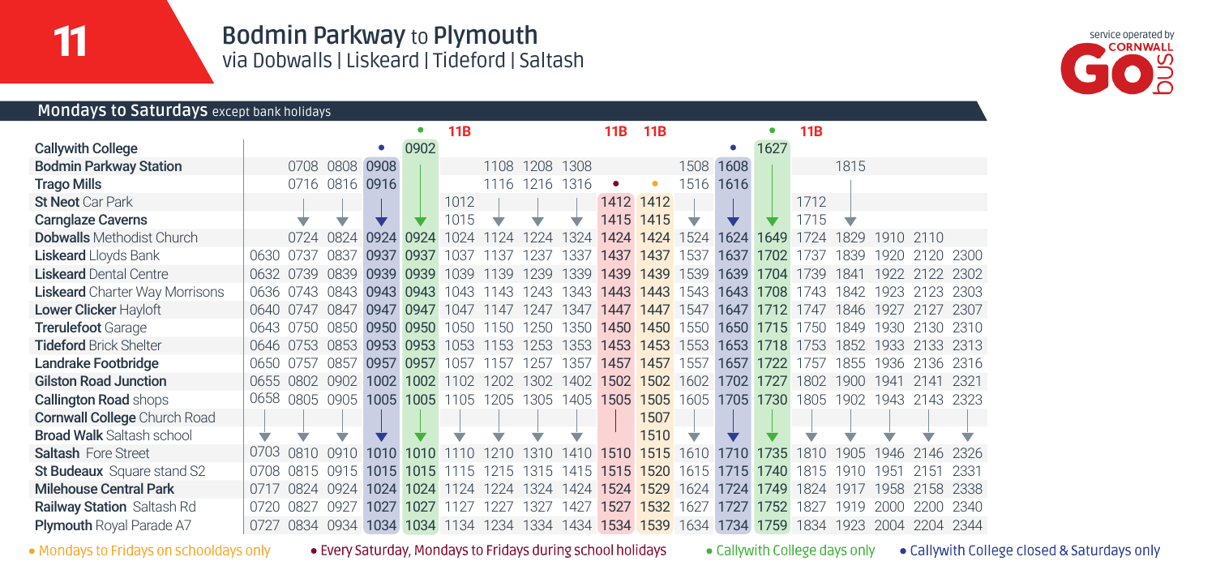# 11 Bodmin Parkway to Plymouth

via Dobwalls | Liskeard | Tideford | Saltash

service operated by CORNWALL GO bus

## Mondays to Saturdays except bank holidays

| | | | | | • | 11B | | | | 11B | 11B | | | • | 11B | | | | |
|---|---|---|---|---|---|---|---|---|---|---|---|---|---|---|---|---|---|---|---|
| **Callywith College** | | | | • | 0902 | | | | | | | | • | 1627 | | | | | |
| **Bodmin Parkway Station** | | 0708 | 0808 | 0908 | \| | | 1108 | 1208 | 1308 | | | 1508 | 1608 | \| | | 1815 | | | |
| **Trago Mills** | | 0716 | 0816 | 0916 | \| | | 1116 | 1216 | 1316 | • | • | 1516 | 1616 | \| | | | | | |
| **St Neot** Car Park | | \| | \| | \| | \| | 1012 | \| | \| | \| | 1412 | 1412 | \| | \| | \| | 1712 | \| | | | |
| **Carnglaze Caverns** | | ▼ | ▼ | ▼ | ▼ | 1015 | ▼ | ▼ | ▼ | 1415 | 1415 | ▼ | ▼ | ▼ | 1715 | ▼ | | | |
| **Dobwalls** Methodist Church | | 0724 | 0824 | 0924 | 0924 | 1024 | 1124 | 1224 | 1324 | 1424 | 1424 | 1524 | 1624 | 1649 | 1724 | 1829 | 1910 | 2110 | |
| **Liskeard** Lloyds Bank | 0630 | 0737 | 0837 | 0937 | 0937 | 1037 | 1137 | 1237 | 1337 | 1437 | 1437 | 1537 | 1637 | 1702 | 1737 | 1839 | 1920 | 2120 | 2300 |
| **Liskeard** Dental Centre | 0632 | 0739 | 0839 | 0939 | 0939 | 1039 | 1139 | 1239 | 1339 | 1439 | 1439 | 1539 | 1639 | 1704 | 1739 | 1841 | 1922 | 2122 | 2302 |
| **Liskeard** Charter Way Morrisons | 0636 | 0743 | 0843 | 0943 | 0943 | 1043 | 1143 | 1243 | 1343 | 1443 | 1443 | 1543 | 1643 | 1708 | 1743 | 1842 | 1923 | 2123 | 2303 |
| **Lower Clicker** Hayloft | 0640 | 0747 | 0847 | 0947 | 0947 | 1047 | 1147 | 1247 | 1347 | 1447 | 1447 | 1547 | 1647 | 1712 | 1747 | 1846 | 1927 | 2127 | 2307 |
| **Trerulefoot** Garage | 0643 | 0750 | 0850 | 0950 | 0950 | 1050 | 1150 | 1250 | 1350 | 1450 | 1450 | 1550 | 1650 | 1715 | 1750 | 1849 | 1930 | 2130 | 2310 |
| **Tideford** Brick Shelter | 0646 | 0753 | 0853 | 0953 | 0953 | 1053 | 1153 | 1253 | 1353 | 1453 | 1453 | 1553 | 1653 | 1718 | 1753 | 1852 | 1933 | 2133 | 2313 |
| **Landrake** Footbridge | 0650 | 0757 | 0857 | 0957 | 0957 | 1057 | 1157 | 1257 | 1357 | 1457 | 1457 | 1557 | 1657 | 1722 | 1757 | 1855 | 1936 | 2136 | 2316 |
| **Gilston Road Junction** | 0655 | 0802 | 0902 | 1002 | 1002 | 1102 | 1202 | 1302 | 1402 | 1502 | 1502 | 1602 | 1702 | 1727 | 1802 | 1900 | 1941 | 2141 | 2321 |
| **Callington Road** shops | 0658 | 0805 | 0905 | 1005 | 1005 | 1105 | 1205 | 1305 | 1405 | 1505 | 1505 | 1605 | 1705 | 1730 | 1805 | 1902 | 1943 | 2143 | 2323 |
| **Cornwall College** Church Road | \| | \| | \| | \| | \| | \| | \| | \| | \| | \| | 1507 | \| | \| | \| | \| | \| | \| | \| | \| |
| **Broad Walk** Saltash school | ▼ | ▼ | ▼ | ▼ | ▼ | ▼ | ▼ | ▼ | ▼ | \| | 1510 | ▼ | ▼ | ▼ | ▼ | ▼ | ▼ | ▼ | ▼ |
| **Saltash** Fore Street | 0703 | 0810 | 0910 | 1010 | 1010 | 1110 | 1210 | 1310 | 1410 | 1510 | 1515 | 1610 | 1710 | 1735 | 1810 | 1905 | 1946 | 2146 | 2326 |
| **St Budeaux** Square stand S2 | 0708 | 0815 | 0915 | 1015 | 1015 | 1115 | 1215 | 1315 | 1415 | 1515 | 1520 | 1615 | 1715 | 1740 | 1815 | 1910 | 1951 | 2151 | 2331 |
| **Milehouse Central Park** | 0717 | 0824 | 0924 | 1024 | 1024 | 1124 | 1224 | 1324 | 1424 | 1524 | 1529 | 1624 | 1724 | 1749 | 1824 | 1917 | 1958 | 2158 | 2338 |
| **Railway Station** Saltash Rd | 0720 | 0827 | 0927 | 1027 | 1027 | 1127 | 1227 | 1327 | 1427 | 1527 | 1532 | 1627 | 1727 | 1752 | 1827 | 1919 | 2000 | 2200 | 2340 |
| **Plymouth** Royal Parade A7 | 0727 | 0834 | 0934 | 1034 | 1034 | 1134 | 1234 | 1334 | 1434 | 1534 | 1539 | 1634 | 1734 | 1759 | 1834 | 1923 | 2004 | 2204 | 2344 |

• Mondays to Fridays on schooldays only • Every Saturday, Mondays to Fridays during school holidays • Callywith College days only • Callywith College closed & Saturdays only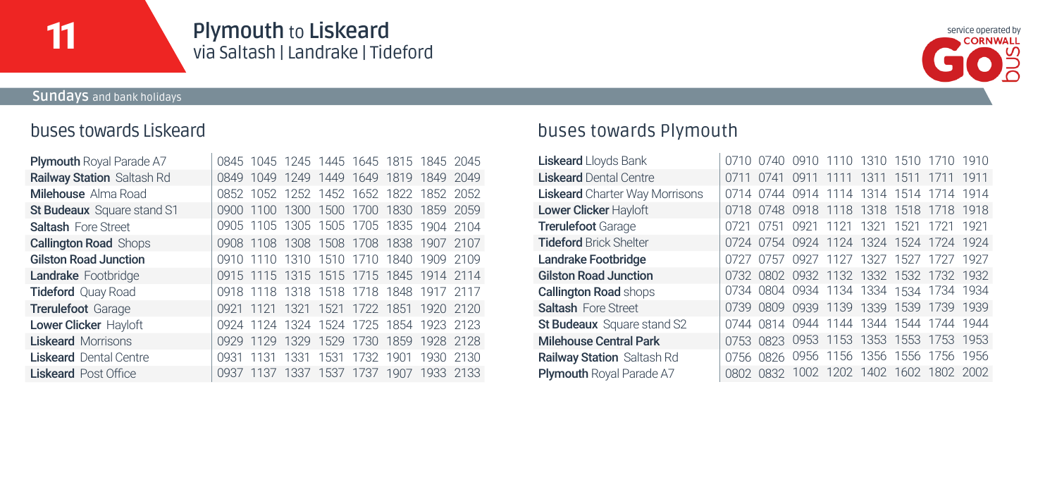# 11 Plymouth to Liskeard

via Saltash | Landrake | Tideford

service operated by CORNWALL GO bus

**Sundays** and bank holidays

## buses towards Liskeard

| | | | | | | | | |
|---|---|---|---|---|---|---|---|---|
| **Plymouth** Royal Parade A7 | 0845 | 1045 | 1245 | 1445 | 1645 | 1815 | 1845 | 2045 |
| **Railway Station** Saltash Rd | 0849 | 1049 | 1249 | 1449 | 1649 | 1819 | 1849 | 2049 |
| **Milehouse** Alma Road | 0852 | 1052 | 1252 | 1452 | 1652 | 1822 | 1852 | 2052 |
| **St Budeaux** Square stand S1 | 0900 | 1100 | 1300 | 1500 | 1700 | 1830 | 1859 | 2059 |
| **Saltash** Fore Street | 0905 | 1105 | 1305 | 1505 | 1705 | 1835 | 1904 | 2104 |
| **Callington Road** Shops | 0908 | 1108 | 1308 | 1508 | 1708 | 1838 | 1907 | 2107 |
| **Gilston Road Junction** | 0910 | 1110 | 1310 | 1510 | 1710 | 1840 | 1909 | 2109 |
| **Landrake** Footbridge | 0915 | 1115 | 1315 | 1515 | 1715 | 1845 | 1914 | 2114 |
| **Tideford** Quay Road | 0918 | 1118 | 1318 | 1518 | 1718 | 1848 | 1917 | 2117 |
| **Trerulefoot** Garage | 0921 | 1121 | 1321 | 1521 | 1722 | 1851 | 1920 | 2120 |
| **Lower Clicker** Hayloft | 0924 | 1124 | 1324 | 1524 | 1725 | 1854 | 1923 | 2123 |
| **Liskeard** Morrisons | 0929 | 1129 | 1329 | 1529 | 1730 | 1859 | 1928 | 2128 |
| **Liskeard** Dental Centre | 0931 | 1131 | 1331 | 1531 | 1732 | 1901 | 1930 | 2130 |
| **Liskeard** Post Office | 0937 | 1137 | 1337 | 1537 | 1737 | 1907 | 1933 | 2133 |

## buses towards Plymouth

| | | | | | | | | |
|---|---|---|---|---|---|---|---|---|
| **Liskeard** Lloyds Bank | 0710 | 0740 | 0910 | 1110 | 1310 | 1510 | 1710 | 1910 |
| **Liskeard** Dental Centre | 0711 | 0741 | 0911 | 1111 | 1311 | 1511 | 1711 | 1911 |
| **Liskeard** Charter Way Morrisons | 0714 | 0744 | 0914 | 1114 | 1314 | 1514 | 1714 | 1914 |
| **Lower Clicker** Hayloft | 0718 | 0748 | 0918 | 1118 | 1318 | 1518 | 1718 | 1918 |
| **Trerulefoot** Garage | 0721 | 0751 | 0921 | 1121 | 1321 | 1521 | 1721 | 1921 |
| **Tideford** Brick Shelter | 0724 | 0754 | 0924 | 1124 | 1324 | 1524 | 1724 | 1924 |
| **Landrake Footbridge** | 0727 | 0757 | 0927 | 1127 | 1327 | 1527 | 1727 | 1927 |
| **Gilston Road Junction** | 0732 | 0802 | 0932 | 1132 | 1332 | 1532 | 1732 | 1932 |
| **Callington Road** shops | 0734 | 0804 | 0934 | 1134 | 1334 | 1534 | 1734 | 1934 |
| **Saltash** Fore Street | 0739 | 0809 | 0939 | 1139 | 1339 | 1539 | 1739 | 1939 |
| **St Budeaux** Square stand S2 | 0744 | 0814 | 0944 | 1144 | 1344 | 1544 | 1744 | 1944 |
| **Milehouse Central Park** | 0753 | 0823 | 0953 | 1153 | 1353 | 1553 | 1753 | 1953 |
| **Railway Station** Saltash Rd | 0756 | 0826 | 0956 | 1156 | 1356 | 1556 | 1756 | 1956 |
| **Plymouth** Royal Parade A7 | 0802 | 0832 | 1002 | 1202 | 1402 | 1602 | 1802 | 2002 |